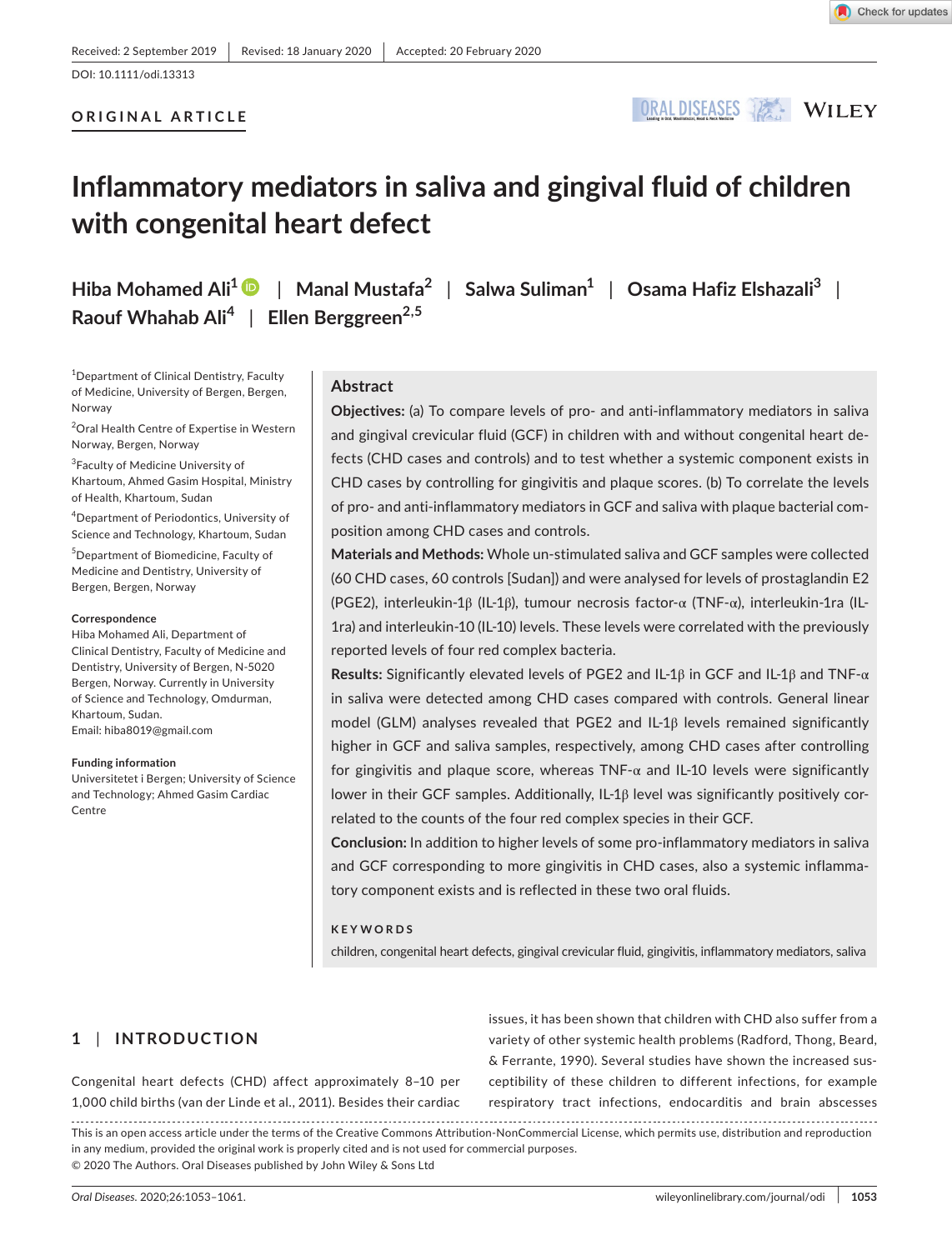Received: 2 September 2019 | Revised: 18 January 2020 | Accepted: 20 February 2020

DOI: 10.1111/odi.13313

**ORIGINAL ARTICLE**

# Inflammatory mediators in saliva and gingival fluid of children with congenital heart defect

**Hiba Mohamed Ali**[1] | **Manal Mustafa**[2] | **Salwa Suliman**[1] | **Osama Hafiz Elshazali**[3] | **Raouf Whahab Ali**[4] | **Ellen Berggreen**[2,5]

[1]Department of Clinical Dentistry, Faculty of Medicine, University of Bergen, Bergen, Norway

[2]Oral Health Centre of Expertise in Western Norway, Bergen, Norway

[3]Faculty of Medicine University of Khartoum, Ahmed Gasim Hospital, Ministry of Health, Khartoum, Sudan

[4]Department of Periodontics, University of Science and Technology, Khartoum, Sudan

[5]Department of Biomedicine, Faculty of Medicine and Dentistry, University of Bergen, Bergen, Norway

**Correspondence**
Hiba Mohamed Ali, Department of Clinical Dentistry, Faculty of Medicine and Dentistry, University of Bergen, N-5020 Bergen, Norway. Currently in University of Science and Technology, Omdurman, Khartoum, Sudan.
Email: hiba8019@gmail.com

**Funding information**
Universitetet i Bergen; University of Science and Technology; Ahmed Gasim Cardiac Centre

## Abstract

**Objectives:** (a) To compare levels of pro- and anti-inflammatory mediators in saliva and gingival crevicular fluid (GCF) in children with and without congenital heart defects (CHD cases and controls) and to test whether a systemic component exists in CHD cases by controlling for gingivitis and plaque scores. (b) To correlate the levels of pro- and anti-inflammatory mediators in GCF and saliva with plaque bacterial composition among CHD cases and controls.

**Materials and Methods:** Whole un-stimulated saliva and GCF samples were collected (60 CHD cases, 60 controls [Sudan]) and were analysed for levels of prostaglandin E2 (PGE2), interleukin-1β (IL-1β), tumour necrosis factor-α (TNF-α), interleukin-1ra (IL-1ra) and interleukin-10 (IL-10) levels. These levels were correlated with the previously reported levels of four red complex bacteria.

**Results:** Significantly elevated levels of PGE2 and IL-1β in GCF and IL-1β and TNF-α in saliva were detected among CHD cases compared with controls. General linear model (GLM) analyses revealed that PGE2 and IL-1β levels remained significantly higher in GCF and saliva samples, respectively, among CHD cases after controlling for gingivitis and plaque score, whereas TNF-α and IL-10 levels were significantly lower in their GCF samples. Additionally, IL-1β level was significantly positively correlated to the counts of the four red complex species in their GCF.

**Conclusion:** In addition to higher levels of some pro-inflammatory mediators in saliva and GCF corresponding to more gingivitis in CHD cases, also a systemic inflammatory component exists and is reflected in these two oral fluids.

**KEYWORDS**
children, congenital heart defects, gingival crevicular fluid, gingivitis, inflammatory mediators, saliva

## 1 | INTRODUCTION

Congenital heart defects (CHD) affect approximately 8–10 per 1,000 child births (van der Linde et al., 2011). Besides their cardiac issues, it has been shown that children with CHD also suffer from a variety of other systemic health problems (Radford, Thong, Beard, & Ferrante, 1990). Several studies have shown the increased susceptibility of these children to different infections, for example respiratory tract infections, endocarditis and brain abscesses

This is an open access article under the terms of the Creative Commons Attribution-NonCommercial License, which permits use, distribution and reproduction in any medium, provided the original work is properly cited and is not used for commercial purposes.
© 2020 The Authors. Oral Diseases published by John Wiley & Sons Ltd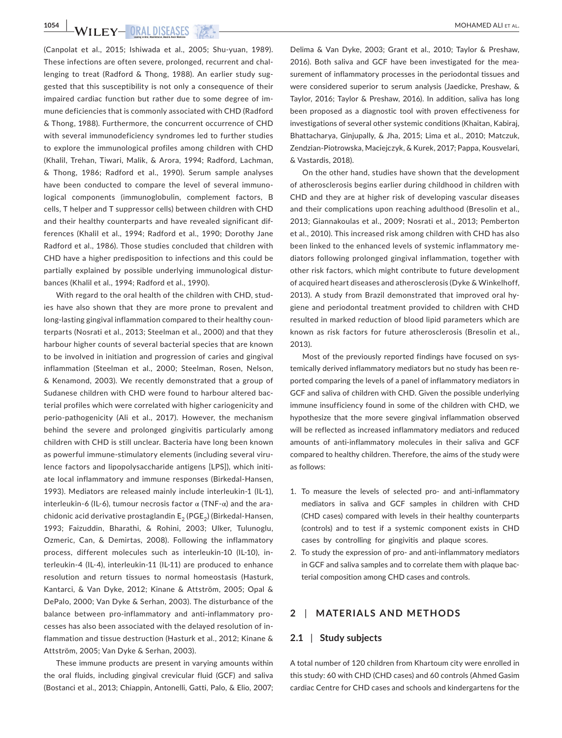(Canpolat et al., 2015; Ishiwada et al., 2005; Shu-yuan, 1989). These infections are often severe, prolonged, recurrent and challenging to treat (Radford & Thong, 1988). An earlier study suggested that this susceptibility is not only a consequence of their impaired cardiac function but rather due to some degree of immune deficiencies that is commonly associated with CHD (Radford & Thong, 1988). Furthermore, the concurrent occurrence of CHD with several immunodeficiency syndromes led to further studies to explore the immunological profiles among children with CHD (Khalil, Trehan, Tiwari, Malik, & Arora, 1994; Radford, Lachman, & Thong, 1986; Radford et al., 1990). Serum sample analyses have been conducted to compare the level of several immunological components (immunoglobulin, complement factors, B cells, T helper and T suppressor cells) between children with CHD and their healthy counterparts and have revealed significant differences (Khalil et al., 1994; Radford et al., 1990; Dorothy Jane Radford et al., 1986). Those studies concluded that children with CHD have a higher predisposition to infections and this could be partially explained by possible underlying immunological disturbances (Khalil et al., 1994; Radford et al., 1990).

With regard to the oral health of the children with CHD, studies have also shown that they are more prone to prevalent and long-lasting gingival inflammation compared to their healthy counterparts (Nosrati et al., 2013; Steelman et al., 2000) and that they harbour higher counts of several bacterial species that are known to be involved in initiation and progression of caries and gingival inflammation (Steelman et al., 2000; Steelman, Rosen, Nelson, & Kenamond, 2003). We recently demonstrated that a group of Sudanese children with CHD were found to harbour altered bacterial profiles which were correlated with higher cariogenicity and perio-pathogenicity (Ali et al., 2017). However, the mechanism behind the severe and prolonged gingivitis particularly among children with CHD is still unclear. Bacteria have long been known as powerful immune-stimulatory elements (including several virulence factors and lipopolysaccharide antigens [LPS]), which initiate local inflammatory and immune responses (Birkedal-Hansen, 1993). Mediators are released mainly include interleukin-1 (IL-1), interleukin-6 (IL-6), tumour necrosis factor α (TNF-α) and the arachidonic acid derivative prostaglandin $E_2$ ($PGE_2$) (Birkedal-Hansen, 1993; Faizuddin, Bharathi, & Rohini, 2003; Ulker, Tulunoglu, Ozmeric, Can, & Demirtas, 2008). Following the inflammatory process, different molecules such as interleukin-10 (IL-10), interleukin-4 (IL-4), interleukin-11 (IL-11) are produced to enhance resolution and return tissues to normal homeostasis (Hasturk, Kantarci, & Van Dyke, 2012; Kinane & Attström, 2005; Opal & DePalo, 2000; Van Dyke & Serhan, 2003). The disturbance of the balance between pro-inflammatory and anti-inflammatory processes has also been associated with the delayed resolution of inflammation and tissue destruction (Hasturk et al., 2012; Kinane & Attström, 2005; Van Dyke & Serhan, 2003).

These immune products are present in varying amounts within the oral fluids, including gingival crevicular fluid (GCF) and saliva (Bostanci et al., 2013; Chiappin, Antonelli, Gatti, Palo, & Elio, 2007; Delima & Van Dyke, 2003; Grant et al., 2010; Taylor & Preshaw, 2016). Both saliva and GCF have been investigated for the measurement of inflammatory processes in the periodontal tissues and were considered superior to serum analysis (Jaedicke, Preshaw, & Taylor, 2016; Taylor & Preshaw, 2016). In addition, saliva has long been proposed as a diagnostic tool with proven effectiveness for investigations of several other systemic conditions (Khaitan, Kabiraj, Bhattacharya, Ginjupally, & Jha, 2015; Lima et al., 2010; Matczuk, Zendzian-Piotrowska, Maciejczyk, & Kurek, 2017; Pappa, Kousvelari, & Vastardis, 2018).

On the other hand, studies have shown that the development of atherosclerosis begins earlier during childhood in children with CHD and they are at higher risk of developing vascular diseases and their complications upon reaching adulthood (Bresolin et al., 2013; Giannakoulas et al., 2009; Nosrati et al., 2013; Pemberton et al., 2010). This increased risk among children with CHD has also been linked to the enhanced levels of systemic inflammatory mediators following prolonged gingival inflammation, together with other risk factors, which might contribute to future development of acquired heart diseases and atherosclerosis (Dyke & Winkelhoff, 2013). A study from Brazil demonstrated that improved oral hygiene and periodontal treatment provided to children with CHD resulted in marked reduction of blood lipid parameters which are known as risk factors for future atherosclerosis (Bresolin et al., 2013).

Most of the previously reported findings have focused on systemically derived inflammatory mediators but no study has been reported comparing the levels of a panel of inflammatory mediators in GCF and saliva of children with CHD. Given the possible underlying immune insufficiency found in some of the children with CHD, we hypothesize that the more severe gingival inflammation observed will be reflected as increased inflammatory mediators and reduced amounts of anti-inflammatory molecules in their saliva and GCF compared to healthy children. Therefore, the aims of the study were as follows:

1. To measure the levels of selected pro- and anti-inflammatory mediators in saliva and GCF samples in children with CHD (CHD cases) compared with levels in their healthy counterparts (controls) and to test if a systemic component exists in CHD cases by controlling for gingivitis and plaque scores.
2. To study the expression of pro- and anti-inflammatory mediators in GCF and saliva samples and to correlate them with plaque bacterial composition among CHD cases and controls.

## 2 | MATERIALS AND METHODS

### 2.1 | Study subjects

A total number of 120 children from Khartoum city were enrolled in this study: 60 with CHD (CHD cases) and 60 controls (Ahmed Gasim cardiac Centre for CHD cases and schools and kindergartens for the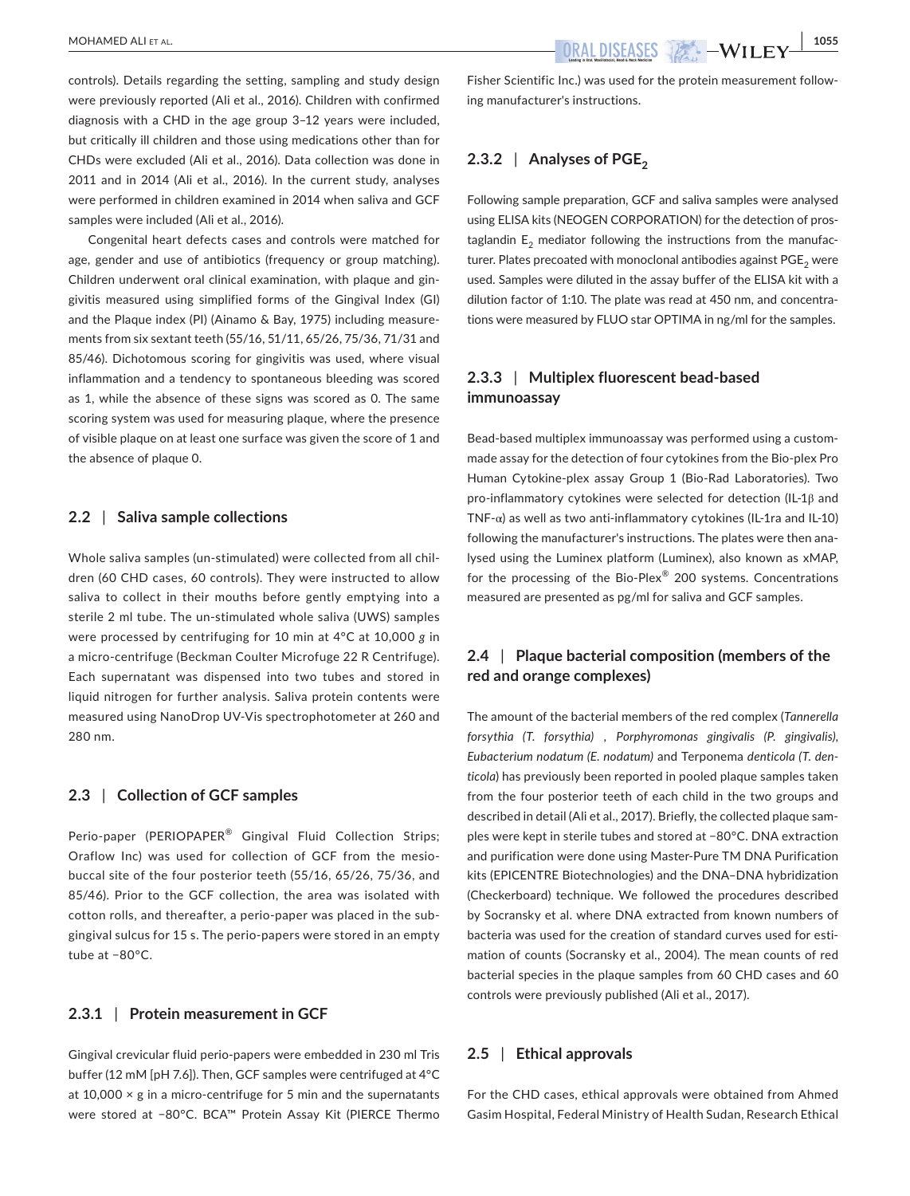controls). Details regarding the setting, sampling and study design were previously reported (Ali et al., 2016). Children with confirmed diagnosis with a CHD in the age group 3–12 years were included, but critically ill children and those using medications other than for CHDs were excluded (Ali et al., 2016). Data collection was done in 2011 and in 2014 (Ali et al., 2016). In the current study, analyses were performed in children examined in 2014 when saliva and GCF samples were included (Ali et al., 2016).

Congenital heart defects cases and controls were matched for age, gender and use of antibiotics (frequency or group matching). Children underwent oral clinical examination, with plaque and gingivitis measured using simplified forms of the Gingival Index (GI) and the Plaque index (PI) (Ainamo & Bay, 1975) including measurements from six sextant teeth (55/16, 51/11, 65/26, 75/36, 71/31 and 85/46). Dichotomous scoring for gingivitis was used, where visual inflammation and a tendency to spontaneous bleeding was scored as 1, while the absence of these signs was scored as 0. The same scoring system was used for measuring plaque, where the presence of visible plaque on at least one surface was given the score of 1 and the absence of plaque 0.

## 2.2 | Saliva sample collections

Whole saliva samples (un-stimulated) were collected from all children (60 CHD cases, 60 controls). They were instructed to allow saliva to collect in their mouths before gently emptying into a sterile 2 ml tube. The un-stimulated whole saliva (UWS) samples were processed by centrifuging for 10 min at 4°C at 10,000 *g* in a micro-centrifuge (Beckman Coulter Microfuge 22 R Centrifuge). Each supernatant was dispensed into two tubes and stored in liquid nitrogen for further analysis. Saliva protein contents were measured using NanoDrop UV-Vis spectrophotometer at 260 and 280 nm.

## 2.3 | Collection of GCF samples

Perio-paper (PERIOPAPER® Gingival Fluid Collection Strips; Oraflow Inc) was used for collection of GCF from the mesio-buccal site of the four posterior teeth (55/16, 65/26, 75/36, and 85/46). Prior to the GCF collection, the area was isolated with cotton rolls, and thereafter, a perio-paper was placed in the sub-gingival sulcus for 15 s. The perio-papers were stored in an empty tube at −80°C.

### 2.3.1 | Protein measurement in GCF

Gingival crevicular fluid perio-papers were embedded in 230 ml Tris buffer (12 mM [pH 7.6]). Then, GCF samples were centrifuged at 4°C at 10,000 × g in a micro-centrifuge for 5 min and the supernatants were stored at −80°C. BCA™ Protein Assay Kit (PIERCE Thermo Fisher Scientific Inc.) was used for the protein measurement following manufacturer's instructions.

### 2.3.2 | Analyses of $PGE_2$

Following sample preparation, GCF and saliva samples were analysed using ELISA kits (NEOGEN CORPORATION) for the detection of prostaglandin $E_2$ mediator following the instructions from the manufacturer. Plates precoated with monoclonal antibodies against $PGE_2$ were used. Samples were diluted in the assay buffer of the ELISA kit with a dilution factor of 1:10. The plate was read at 450 nm, and concentrations were measured by FLUO star OPTIMA in ng/ml for the samples.

### 2.3.3 | Multiplex fluorescent bead-based immunoassay

Bead-based multiplex immunoassay was performed using a custom-made assay for the detection of four cytokines from the Bio-plex Pro Human Cytokine-plex assay Group 1 (Bio-Rad Laboratories). Two pro-inflammatory cytokines were selected for detection (IL-1β and TNF-α) as well as two anti-inflammatory cytokines (IL-1ra and IL-10) following the manufacturer's instructions. The plates were then analysed using the Luminex platform (Luminex), also known as xMAP, for the processing of the Bio-Plex® 200 systems. Concentrations measured are presented as pg/ml for saliva and GCF samples.

## 2.4 | Plaque bacterial composition (members of the red and orange complexes)

The amount of the bacterial members of the red complex (*Tannerella forsythia (T. forsythia)* , *Porphyromonas gingivalis (P. gingivalis)*, *Eubacterium nodatum (E. nodatum)* and Terponema *denticola (T. denticola)*) has previously been reported in pooled plaque samples taken from the four posterior teeth of each child in the two groups and described in detail (Ali et al., 2017). Briefly, the collected plaque samples were kept in sterile tubes and stored at −80°C. DNA extraction and purification were done using Master-Pure TM DNA Purification kits (EPICENTRE Biotechnologies) and the DNA–DNA hybridization (Checkerboard) technique. We followed the procedures described by Socransky et al. where DNA extracted from known numbers of bacteria was used for the creation of standard curves used for estimation of counts (Socransky et al., 2004). The mean counts of red bacterial species in the plaque samples from 60 CHD cases and 60 controls were previously published (Ali et al., 2017).

## 2.5 | Ethical approvals

For the CHD cases, ethical approvals were obtained from Ahmed Gasim Hospital, Federal Ministry of Health Sudan, Research Ethical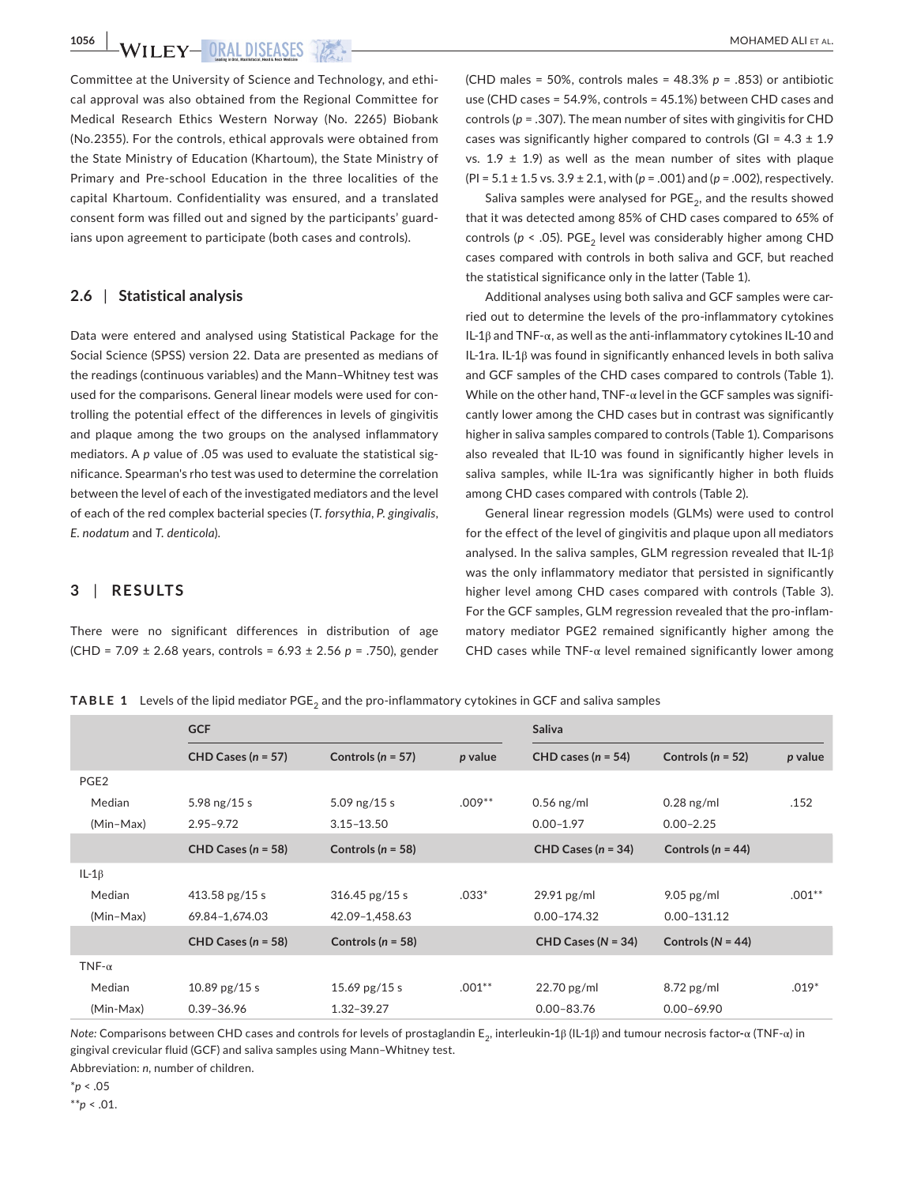Committee at the University of Science and Technology, and ethical approval was also obtained from the Regional Committee for Medical Research Ethics Western Norway (No. 2265) Biobank (No.2355). For the controls, ethical approvals were obtained from the State Ministry of Education (Khartoum), the State Ministry of Primary and Pre-school Education in the three localities of the capital Khartoum. Confidentiality was ensured, and a translated consent form was filled out and signed by the participants' guardians upon agreement to participate (both cases and controls).

### 2.6 | Statistical analysis

Data were entered and analysed using Statistical Package for the Social Science (SPSS) version 22. Data are presented as medians of the readings (continuous variables) and the Mann–Whitney test was used for the comparisons. General linear models were used for controlling the potential effect of the differences in levels of gingivitis and plaque among the two groups on the analysed inflammatory mediators. A *p* value of .05 was used to evaluate the statistical significance. Spearman's rho test was used to determine the correlation between the level of each of the investigated mediators and the level of each of the red complex bacterial species (*T. forsythia*, *P. gingivalis*, *E. nodatum* and *T. denticola*).

## 3 | RESULTS

There were no significant differences in distribution of age (CHD = 7.09 ± 2.68 years, controls = 6.93 ± 2.56 *p* = .750), gender (CHD males = 50%, controls males = 48.3% *p* = .853) or antibiotic use (CHD cases = 54.9%, controls = 45.1%) between CHD cases and controls (*p* = .307). The mean number of sites with gingivitis for CHD cases was significantly higher compared to controls (GI = 4.3 ± 1.9 vs. 1.9 ± 1.9) as well as the mean number of sites with plaque (PI = 5.1 ± 1.5 vs. 3.9 ± 2.1, with (*p* = .001) and (*p* = .002), respectively.

Saliva samples were analysed for $PGE_2$, and the results showed that it was detected among 85% of CHD cases compared to 65% of controls ($p < .05$). $PGE_2$ level was considerably higher among CHD cases compared with controls in both saliva and GCF, but reached the statistical significance only in the latter (Table 1).

Additional analyses using both saliva and GCF samples were carried out to determine the levels of the pro-inflammatory cytokines IL-1β and TNF-α, as well as the anti-inflammatory cytokines IL-10 and IL-1ra. IL-1β was found in significantly enhanced levels in both saliva and GCF samples of the CHD cases compared to controls (Table 1). While on the other hand, TNF-α level in the GCF samples was significantly lower among the CHD cases but in contrast was significantly higher in saliva samples compared to controls (Table 1). Comparisons also revealed that IL-10 was found in significantly higher levels in saliva samples, while IL-1ra was significantly higher in both fluids among CHD cases compared with controls (Table 2).

General linear regression models (GLMs) were used to control for the effect of the level of gingivitis and plaque upon all mediators analysed. In the saliva samples, GLM regression revealed that IL-1β was the only inflammatory mediator that persisted in significantly higher level among CHD cases compared with controls (Table 3). For the GCF samples, GLM regression revealed that the pro-inflammatory mediator PGE2 remained significantly higher among the CHD cases while TNF-α level remained significantly lower among

**TABLE 1** Levels of the lipid mediator $PGE_2$ and the pro-inflammatory cytokines in GCF and saliva samples

| | GCF | | | Saliva | | |
|---|---|---|---|---|---|---|
| | **CHD Cases (*n* = 57)** | **Controls (*n* = 57)** | ***p* value** | **CHD cases (*n* = 54)** | **Controls (*n* = 52)** | ***p* value** |
| PGE2 | | | | | | |
| Median | 5.98 ng/15 s | 5.09 ng/15 s | .009** | 0.56 ng/ml | 0.28 ng/ml | .152 |
| (Min–Max) | 2.95–9.72 | 3.15–13.50 | | 0.00–1.97 | 0.00–2.25 | |
| | **CHD Cases (*n* = 58)** | **Controls (*n* = 58)** | | **CHD Cases (*n* = 34)** | **Controls (*n* = 44)** | |
| IL-1β | | | | | | |
| Median | 413.58 pg/15 s | 316.45 pg/15 s | .033* | 29.91 pg/ml | 9.05 pg/ml | .001** |
| (Min–Max) | 69.84–1,674.03 | 42.09–1,458.63 | | 0.00–174.32 | 0.00–131.12 | |
| | **CHD Cases (*n* = 58)** | **Controls (*n* = 58)** | | **CHD Cases (*N* = 34)** | **Controls (*N* = 44)** | |
| TNF-α | | | | | | |
| Median | 10.89 pg/15 s | 15.69 pg/15 s | .001** | 22.70 pg/ml | 8.72 pg/ml | .019* |
| (Min-Max) | 0.39–36.96 | 1.32–39.27 | | 0.00–83.76 | 0.00–69.90 | |

*Note:* Comparisons between CHD cases and controls for levels of prostaglandin $E_2$, interleukin-1β (IL-1β) and tumour necrosis factor-α (TNF-α) in gingival crevicular fluid (GCF) and saliva samples using Mann–Whitney test.

Abbreviation: *n*, number of children.

*$p < .05$

**$p < .01$.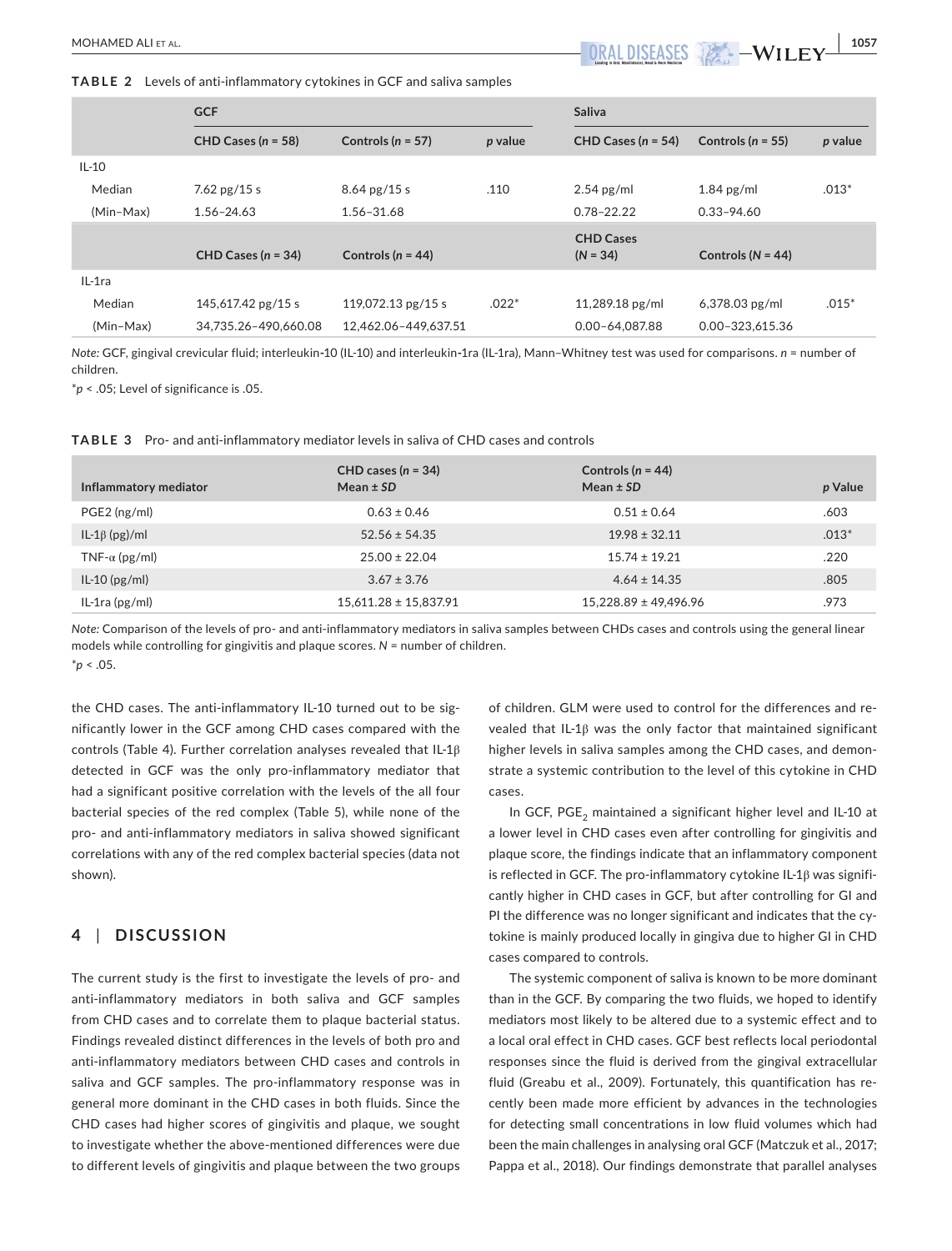**TABLE 2** Levels of anti-inflammatory cytokines in GCF and saliva samples

| | GCF | | | Saliva | | |
|---|---|---|---|---|---|---|
| | CHD Cases (*n* = 58) | Controls (*n* = 57) | *p* value | CHD Cases (*n* = 54) | Controls (*n* = 55) | *p* value |
| IL-10 | | | | | | |
| Median | 7.62 pg/15 s | 8.64 pg/15 s | .110 | 2.54 pg/ml | 1.84 pg/ml | .013* |
| (Min–Max) | 1.56–24.63 | 1.56–31.68 | | 0.78–22.22 | 0.33–94.60 | |
| | CHD Cases (*n* = 34) | Controls (*n* = 44) | | CHD Cases (*N* = 34) | Controls (*N* = 44) | |
| IL-1ra | | | | | | |
| Median | 145,617.42 pg/15 s | 119,072.13 pg/15 s | .022* | 11,289.18 pg/ml | 6,378.03 pg/ml | .015* |
| (Min–Max) | 34,735.26–490,660.08 | 12,462.06–449,637.51 | | 0.00–64,087.88 | 0.00–323,615.36 | |

*Note:* GCF, gingival crevicular fluid; interleukin-10 (IL-10) and interleukin-1ra (IL-1ra), Mann–Whitney test was used for comparisons. *n* = number of children.
*$p < .05$; Level of significance is .05.

**TABLE 3** Pro- and anti-inflammatory mediator levels in saliva of CHD cases and controls

| Inflammatory mediator | CHD cases (*n* = 34) Mean ± *SD* | Controls (*n* = 44) Mean ± *SD* | *p* Value |
|---|---|---|---|
| PGE2 (ng/ml) | 0.63 ± 0.46 | 0.51 ± 0.64 | .603 |
| IL-1β (pg)/ml | 52.56 ± 54.35 | 19.98 ± 32.11 | .013* |
| TNF-α (pg/ml) | 25.00 ± 22.04 | 15.74 ± 19.21 | .220 |
| IL-10 (pg/ml) | 3.67 ± 3.76 | 4.64 ± 14.35 | .805 |
| IL-1ra (pg/ml) | 15,611.28 ± 15,837.91 | 15,228.89 ± 49,496.96 | .973 |

*Note:* Comparison of the levels of pro- and anti-inflammatory mediators in saliva samples between CHDs cases and controls using the general linear models while controlling for gingivitis and plaque scores. *N* = number of children.
*$p < .05$.

the CHD cases. The anti-inflammatory IL-10 turned out to be significantly lower in the GCF among CHD cases compared with the controls (Table 4). Further correlation analyses revealed that IL-1β detected in GCF was the only pro-inflammatory mediator that had a significant positive correlation with the levels of the all four bacterial species of the red complex (Table 5), while none of the pro- and anti-inflammatory mediators in saliva showed significant correlations with any of the red complex bacterial species (data not shown).

## 4 | DISCUSSION

The current study is the first to investigate the levels of pro- and anti-inflammatory mediators in both saliva and GCF samples from CHD cases and to correlate them to plaque bacterial status. Findings revealed distinct differences in the levels of both pro and anti-inflammatory mediators between CHD cases and controls in saliva and GCF samples. The pro-inflammatory response was in general more dominant in the CHD cases in both fluids. Since the CHD cases had higher scores of gingivitis and plaque, we sought to investigate whether the above-mentioned differences were due to different levels of gingivitis and plaque between the two groups of children. GLM were used to control for the differences and revealed that IL-1β was the only factor that maintained significant higher levels in saliva samples among the CHD cases, and demonstrate a systemic contribution to the level of this cytokine in CHD cases.

In GCF, $PGE_2$ maintained a significant higher level and IL-10 at a lower level in CHD cases even after controlling for gingivitis and plaque score, the findings indicate that an inflammatory component is reflected in GCF. The pro-inflammatory cytokine IL-1β was significantly higher in CHD cases in GCF, but after controlling for GI and PI the difference was no longer significant and indicates that the cytokine is mainly produced locally in gingiva due to higher GI in CHD cases compared to controls.

The systemic component of saliva is known to be more dominant than in the GCF. By comparing the two fluids, we hoped to identify mediators most likely to be altered due to a systemic effect and to a local oral effect in CHD cases. GCF best reflects local periodontal responses since the fluid is derived from the gingival extracellular fluid (Greabu et al., 2009). Fortunately, this quantification has recently been made more efficient by advances in the technologies for detecting small concentrations in low fluid volumes which had been the main challenges in analysing oral GCF (Matczuk et al., 2017; Pappa et al., 2018). Our findings demonstrate that parallel analyses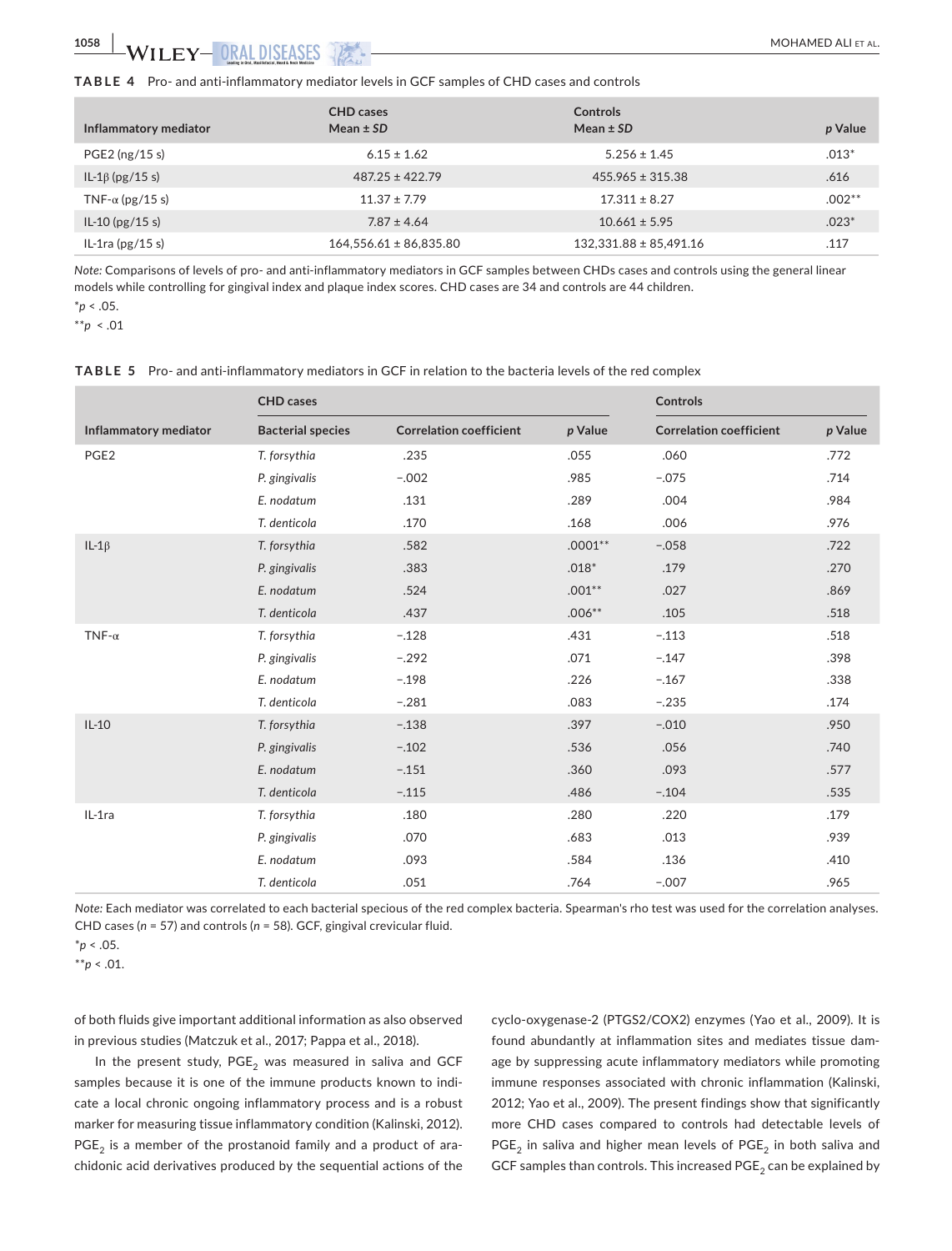**TABLE 4** Pro- and anti-inflammatory mediator levels in GCF samples of CHD cases and controls

| Inflammatory mediator | CHD cases Mean ± SD | Controls Mean ± SD | p Value |
|---|---|---|---|
| PGE2 (ng/15 s) | 6.15 ± 1.62 | 5.256 ± 1.45 | .013* |
| IL-1β (pg/15 s) | 487.25 ± 422.79 | 455.965 ± 315.38 | .616 |
| TNF-α (pg/15 s) | 11.37 ± 7.79 | 17.311 ± 8.27 | .002** |
| IL-10 (pg/15 s) | 7.87 ± 4.64 | 10.661 ± 5.95 | .023* |
| IL-1ra (pg/15 s) | 164,556.61 ± 86,835.80 | 132,331.88 ± 85,491.16 | .117 |

*Note:* Comparisons of levels of pro- and anti-inflammatory mediators in GCF samples between CHDs cases and controls using the general linear models while controlling for gingival index and plaque index scores. CHD cases are 34 and controls are 44 children.

*$p < .05$.

**$p < .01$

**TABLE 5** Pro- and anti-inflammatory mediators in GCF in relation to the bacteria levels of the red complex

| | CHD cases | | | Controls | |
|---|---|---|---|---|---|
| Inflammatory mediator | Bacterial species | Correlation coefficient | p Value | Correlation coefficient | p Value |
| PGE2 | *T. forsythia* | .235 | .055 | .060 | .772 |
| | *P. gingivalis* | −.002 | .985 | −.075 | .714 |
| | *E. nodatum* | .131 | .289 | .004 | .984 |
| | *T. denticola* | .170 | .168 | .006 | .976 |
| IL-1β | *T. forsythia* | .582 | .0001** | −.058 | .722 |
| | *P. gingivalis* | .383 | .018* | .179 | .270 |
| | *E. nodatum* | .524 | .001** | .027 | .869 |
| | *T. denticola* | .437 | .006** | .105 | .518 |
| TNF-α | *T. forsythia* | −.128 | .431 | −.113 | .518 |
| | *P. gingivalis* | −.292 | .071 | −.147 | .398 |
| | *E. nodatum* | −.198 | .226 | −.167 | .338 |
| | *T. denticola* | −.281 | .083 | −.235 | .174 |
| IL-10 | *T. forsythia* | −.138 | .397 | −.010 | .950 |
| | *P. gingivalis* | −.102 | .536 | .056 | .740 |
| | *E. nodatum* | −.151 | .360 | .093 | .577 |
| | *T. denticola* | −.115 | .486 | −.104 | .535 |
| IL-1ra | *T. forsythia* | .180 | .280 | .220 | .179 |
| | *P. gingivalis* | .070 | .683 | .013 | .939 |
| | *E. nodatum* | .093 | .584 | .136 | .410 |
| | *T. denticola* | .051 | .764 | −.007 | .965 |

*Note:* Each mediator was correlated to each bacterial specious of the red complex bacteria. Spearman's rho test was used for the correlation analyses. CHD cases ($n = 57$) and controls ($n = 58$). GCF, gingival crevicular fluid.

*$p < .05$.

**$p < .01$.

of both fluids give important additional information as also observed in previous studies (Matczuk et al., 2017; Pappa et al., 2018).

In the present study, $PGE_2$ was measured in saliva and GCF samples because it is one of the immune products known to indicate a local chronic ongoing inflammatory process and is a robust marker for measuring tissue inflammatory condition (Kalinski, 2012). $PGE_2$ is a member of the prostanoid family and a product of arachidonic acid derivatives produced by the sequential actions of the cyclo-oxygenase-2 (PTGS2/COX2) enzymes (Yao et al., 2009). It is found abundantly at inflammation sites and mediates tissue damage by suppressing acute inflammatory mediators while promoting immune responses associated with chronic inflammation (Kalinski, 2012; Yao et al., 2009). The present findings show that significantly more CHD cases compared to controls had detectable levels of $PGE_2$ in saliva and higher mean levels of $PGE_2$ in both saliva and GCF samples than controls. This increased $PGE_2$ can be explained by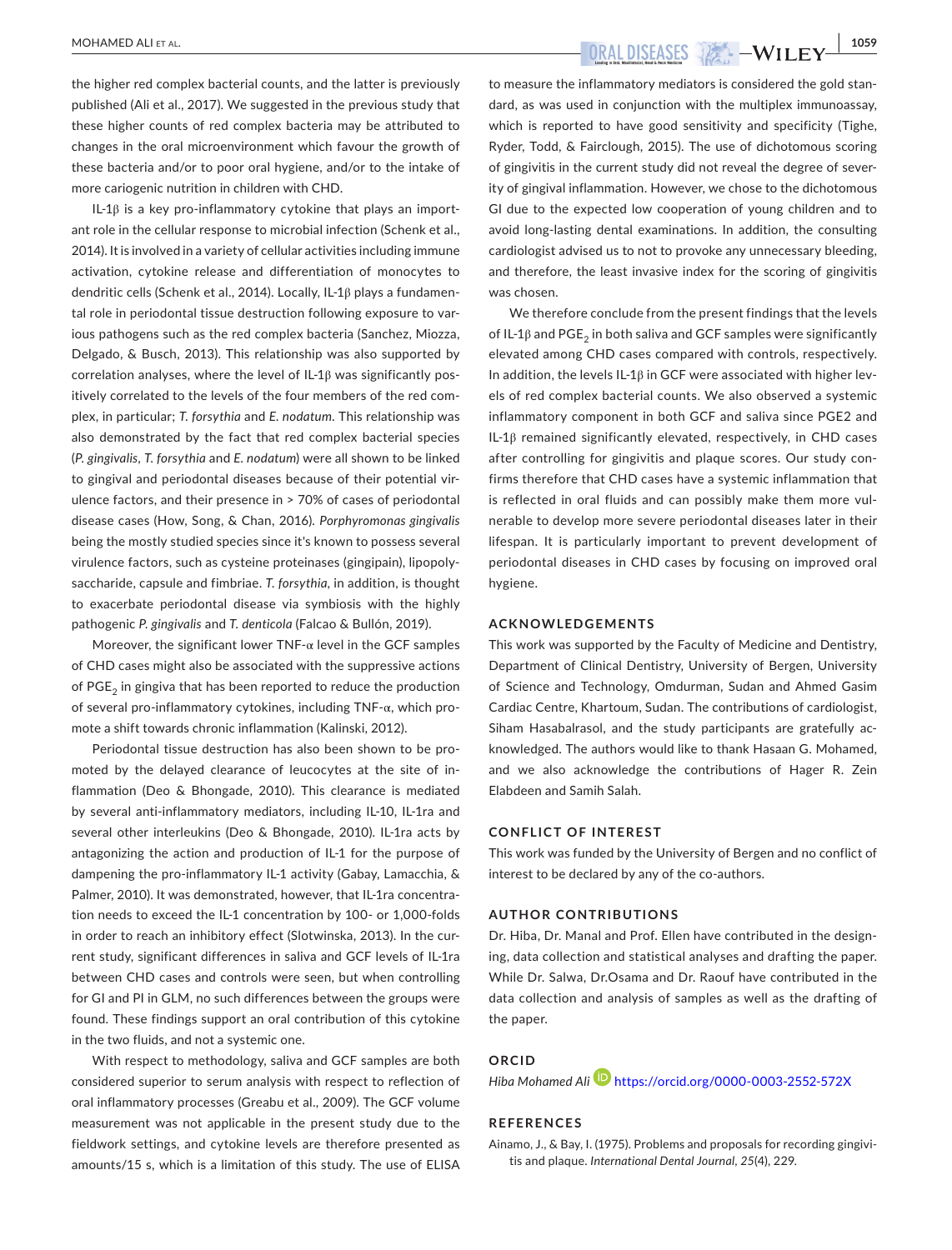the higher red complex bacterial counts, and the latter is previously published (Ali et al., 2017). We suggested in the previous study that these higher counts of red complex bacteria may be attributed to changes in the oral microenvironment which favour the growth of these bacteria and/or to poor oral hygiene, and/or to the intake of more cariogenic nutrition in children with CHD.

IL-1β is a key pro-inflammatory cytokine that plays an important role in the cellular response to microbial infection (Schenk et al., 2014). It is involved in a variety of cellular activities including immune activation, cytokine release and differentiation of monocytes to dendritic cells (Schenk et al., 2014). Locally, IL-1β plays a fundamental role in periodontal tissue destruction following exposure to various pathogens such as the red complex bacteria (Sanchez, Miozza, Delgado, & Busch, 2013). This relationship was also supported by correlation analyses, where the level of IL-1β was significantly positively correlated to the levels of the four members of the red complex, in particular; *T. forsythia* and *E. nodatum*. This relationship was also demonstrated by the fact that red complex bacterial species (*P. gingivalis*, *T. forsythia* and *E. nodatum*) were all shown to be linked to gingival and periodontal diseases because of their potential virulence factors, and their presence in > 70% of cases of periodontal disease cases (How, Song, & Chan, 2016). *Porphyromonas gingivalis* being the mostly studied species since it's known to possess several virulence factors, such as cysteine proteinases (gingipain), lipopolysaccharide, capsule and fimbriae. *T. forsythia*, in addition, is thought to exacerbate periodontal disease via symbiosis with the highly pathogenic *P. gingivalis* and *T. denticola* (Falcao & Bullón, 2019).

Moreover, the significant lower TNF-α level in the GCF samples of CHD cases might also be associated with the suppressive actions of $PGE_2$ in gingiva that has been reported to reduce the production of several pro-inflammatory cytokines, including TNF-α, which promote a shift towards chronic inflammation (Kalinski, 2012).

Periodontal tissue destruction has also been shown to be promoted by the delayed clearance of leucocytes at the site of inflammation (Deo & Bhongade, 2010). This clearance is mediated by several anti-inflammatory mediators, including IL-10, IL-1ra and several other interleukins (Deo & Bhongade, 2010). IL-1ra acts by antagonizing the action and production of IL-1 for the purpose of dampening the pro-inflammatory IL-1 activity (Gabay, Lamacchia, & Palmer, 2010). It was demonstrated, however, that IL-1ra concentration needs to exceed the IL-1 concentration by 100- or 1,000-folds in order to reach an inhibitory effect (Slotwinska, 2013). In the current study, significant differences in saliva and GCF levels of IL-1ra between CHD cases and controls were seen, but when controlling for GI and PI in GLM, no such differences between the groups were found. These findings support an oral contribution of this cytokine in the two fluids, and not a systemic one.

With respect to methodology, saliva and GCF samples are both considered superior to serum analysis with respect to reflection of oral inflammatory processes (Greabu et al., 2009). The GCF volume measurement was not applicable in the present study due to the fieldwork settings, and cytokine levels are therefore presented as amounts/15 s, which is a limitation of this study. The use of ELISA to measure the inflammatory mediators is considered the gold standard, as was used in conjunction with the multiplex immunoassay, which is reported to have good sensitivity and specificity (Tighe, Ryder, Todd, & Fairclough, 2015). The use of dichotomous scoring of gingivitis in the current study did not reveal the degree of severity of gingival inflammation. However, we chose to the dichotomous GI due to the expected low cooperation of young children and to avoid long-lasting dental examinations. In addition, the consulting cardiologist advised us to not to provoke any unnecessary bleeding, and therefore, the least invasive index for the scoring of gingivitis was chosen.

We therefore conclude from the present findings that the levels of IL-1β and $PGE_2$ in both saliva and GCF samples were significantly elevated among CHD cases compared with controls, respectively. In addition, the levels IL-1β in GCF were associated with higher levels of red complex bacterial counts. We also observed a systemic inflammatory component in both GCF and saliva since PGE2 and IL-1β remained significantly elevated, respectively, in CHD cases after controlling for gingivitis and plaque scores. Our study confirms therefore that CHD cases have a systemic inflammation that is reflected in oral fluids and can possibly make them more vulnerable to develop more severe periodontal diseases later in their lifespan. It is particularly important to prevent development of periodontal diseases in CHD cases by focusing on improved oral hygiene.

## ACKNOWLEDGEMENTS

This work was supported by the Faculty of Medicine and Dentistry, Department of Clinical Dentistry, University of Bergen, University of Science and Technology, Omdurman, Sudan and Ahmed Gasim Cardiac Centre, Khartoum, Sudan. The contributions of cardiologist, Siham Hasabalrasol, and the study participants are gratefully acknowledged. The authors would like to thank Hasaan G. Mohamed, and we also acknowledge the contributions of Hager R. Zein Elabdeen and Samih Salah.

## CONFLICT OF INTEREST

This work was funded by the University of Bergen and no conflict of interest to be declared by any of the co-authors.

## AUTHOR CONTRIBUTIONS

Dr. Hiba, Dr. Manal and Prof. Ellen have contributed in the designing, data collection and statistical analyses and drafting the paper. While Dr. Salwa, Dr.Osama and Dr. Raouf have contributed in the data collection and analysis of samples as well as the drafting of the paper.

## ORCID

*Hiba Mohamed Ali* https://orcid.org/0000-0003-2552-572X

## REFERENCES

Ainamo, J., & Bay, I. (1975). Problems and proposals for recording gingivitis and plaque. *International Dental Journal*, *25*(4), 229.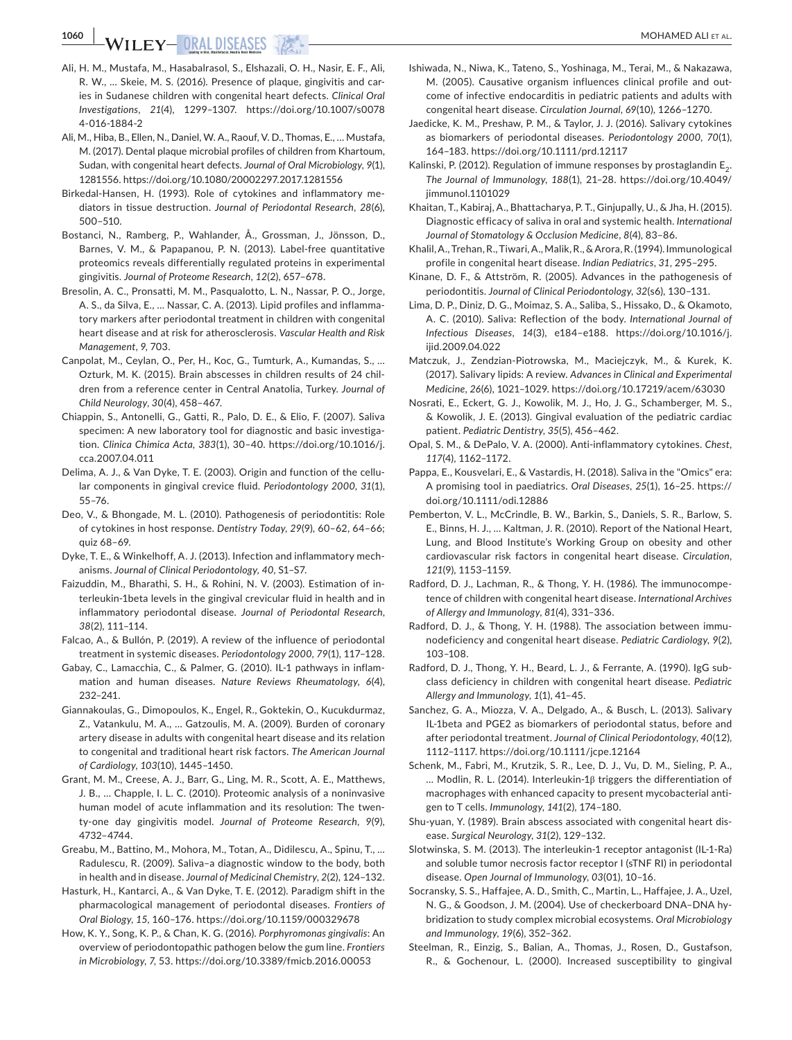Ali, H. M., Mustafa, M., Hasabalrasol, S., Elshazali, O. H., Nasir, E. F., Ali, R. W., … Skeie, M. S. (2016). Presence of plaque, gingivitis and caries in Sudanese children with congenital heart defects. *Clinical Oral Investigations*, *21*(4), 1299–1307. https://doi.org/10.1007/s00784-016-1884-2

Ali, M., Hiba, B., Ellen, N., Daniel, W. A., Raouf, V. D., Thomas, E., … Mustafa, M. (2017). Dental plaque microbial profiles of children from Khartoum, Sudan, with congenital heart defects. *Journal of Oral Microbiology*, *9*(1), 1281556. https://doi.org/10.1080/20002297.2017.1281556

Birkedal-Hansen, H. (1993). Role of cytokines and inflammatory mediators in tissue destruction. *Journal of Periodontal Research*, *28*(6), 500–510.

Bostanci, N., Ramberg, P., Wahlander, Å., Grossman, J., Jönsson, D., Barnes, V. M., & Papapanou, P. N. (2013). Label-free quantitative proteomics reveals differentially regulated proteins in experimental gingivitis. *Journal of Proteome Research*, *12*(2), 657–678.

Bresolin, A. C., Pronsatti, M. M., Pasqualotto, L. N., Nassar, P. O., Jorge, A. S., da Silva, E., … Nassar, C. A. (2013). Lipid profiles and inflammatory markers after periodontal treatment in children with congenital heart disease and at risk for atherosclerosis. *Vascular Health and Risk Management*, *9*, 703.

Canpolat, M., Ceylan, O., Per, H., Koc, G., Tumturk, A., Kumandas, S., … Ozturk, M. K. (2015). Brain abscesses in children results of 24 children from a reference center in Central Anatolia, Turkey. *Journal of Child Neurology*, *30*(4), 458–467.

Chiappin, S., Antonelli, G., Gatti, R., Palo, D. E., & Elio, F. (2007). Saliva specimen: A new laboratory tool for diagnostic and basic investigation. *Clinica Chimica Acta*, *383*(1), 30–40. https://doi.org/10.1016/j.cca.2007.04.011

Delima, A. J., & Van Dyke, T. E. (2003). Origin and function of the cellular components in gingival crevice fluid. *Periodontology 2000*, *31*(1), 55–76.

Deo, V., & Bhongade, M. L. (2010). Pathogenesis of periodontitis: Role of cytokines in host response. *Dentistry Today*, *29*(9), 60–62, 64–66; quiz 68–69.

Dyke, T. E., & Winkelhoff, A. J. (2013). Infection and inflammatory mechanisms. *Journal of Clinical Periodontology*, *40*, S1–S7.

Faizuddin, M., Bharathi, S. H., & Rohini, N. V. (2003). Estimation of interleukin-1beta levels in the gingival crevicular fluid in health and in inflammatory periodontal disease. *Journal of Periodontal Research*, *38*(2), 111–114.

Falcao, A., & Bullón, P. (2019). A review of the influence of periodontal treatment in systemic diseases. *Periodontology 2000*, *79*(1), 117–128.

Gabay, C., Lamacchia, C., & Palmer, G. (2010). IL-1 pathways in inflammation and human diseases. *Nature Reviews Rheumatology*, *6*(4), 232–241.

Giannakoulas, G., Dimopoulos, K., Engel, R., Goktekin, O., Kucukdurmaz, Z., Vatankulu, M. A., … Gatzoulis, M. A. (2009). Burden of coronary artery disease in adults with congenital heart disease and its relation to congenital and traditional heart risk factors. *The American Journal of Cardiology*, *103*(10), 1445–1450.

Grant, M. M., Creese, A. J., Barr, G., Ling, M. R., Scott, A. E., Matthews, J. B., … Chapple, I. L. C. (2010). Proteomic analysis of a noninvasive human model of acute inflammation and its resolution: The twenty-one day gingivitis model. *Journal of Proteome Research*, *9*(9), 4732–4744.

Greabu, M., Battino, M., Mohora, M., Totan, A., Didilescu, A., Spinu, T., … Radulescu, R. (2009). Saliva–a diagnostic window to the body, both in health and in disease. *Journal of Medicinal Chemistry*, *2*(2), 124–132.

Hasturk, H., Kantarci, A., & Van Dyke, T. E. (2012). Paradigm shift in the pharmacological management of periodontal diseases. *Frontiers of Oral Biology*, *15*, 160–176. https://doi.org/10.1159/000329678

How, K. Y., Song, K. P., & Chan, K. G. (2016). *Porphyromonas gingivalis*: An overview of periodontopathic pathogen below the gum line. *Frontiers in Microbiology*, *7*, 53. https://doi.org/10.3389/fmicb.2016.00053

Ishiwada, N., Niwa, K., Tateno, S., Yoshinaga, M., Terai, M., & Nakazawa, M. (2005). Causative organism influences clinical profile and outcome of infective endocarditis in pediatric patients and adults with congenital heart disease. *Circulation Journal*, *69*(10), 1266–1270.

Jaedicke, K. M., Preshaw, P. M., & Taylor, J. J. (2016). Salivary cytokines as biomarkers of periodontal diseases. *Periodontology 2000*, *70*(1), 164–183. https://doi.org/10.1111/prd.12117

Kalinski, P. (2012). Regulation of immune responses by prostaglandin $E_2$. *The Journal of Immunology*, *188*(1), 21–28. https://doi.org/10.4049/jimmunol.1101029

Khaitan, T., Kabiraj, A., Bhattacharya, P. T., Ginjupally, U., & Jha, H. (2015). Diagnostic efficacy of saliva in oral and systemic health. *International Journal of Stomatology & Occlusion Medicine*, *8*(4), 83–86.

Khalil, A., Trehan, R., Tiwari, A., Malik, R., & Arora, R. (1994). Immunological profile in congenital heart disease. *Indian Pediatrics*, *31*, 295–295.

Kinane, D. F., & Attström, R. (2005). Advances in the pathogenesis of periodontitis. *Journal of Clinical Periodontology*, *32*(s6), 130–131.

Lima, D. P., Diniz, D. G., Moimaz, S. A., Saliba, S., Hissako, D., & Okamoto, A. C. (2010). Saliva: Reflection of the body. *International Journal of Infectious Diseases*, *14*(3), e184–e188. https://doi.org/10.1016/j.ijid.2009.04.022

Matczuk, J., Zendzian-Piotrowska, M., Maciejczyk, M., & Kurek, K. (2017). Salivary lipids: A review. *Advances in Clinical and Experimental Medicine*, *26*(6), 1021–1029. https://doi.org/10.17219/acem/63030

Nosrati, E., Eckert, G. J., Kowolik, M. J., Ho, J. G., Schamberger, M. S., & Kowolik, J. E. (2013). Gingival evaluation of the pediatric cardiac patient. *Pediatric Dentistry*, *35*(5), 456–462.

Opal, S. M., & DePalo, V. A. (2000). Anti-inflammatory cytokines. *Chest*, *117*(4), 1162–1172.

Pappa, E., Kousvelari, E., & Vastardis, H. (2018). Saliva in the "Omics" era: A promising tool in paediatrics. *Oral Diseases*, *25*(1), 16–25. https://doi.org/10.1111/odi.12886

Pemberton, V. L., McCrindle, B. W., Barkin, S., Daniels, S. R., Barlow, S. E., Binns, H. J., … Kaltman, J. R. (2010). Report of the National Heart, Lung, and Blood Institute's Working Group on obesity and other cardiovascular risk factors in congenital heart disease. *Circulation*, *121*(9), 1153–1159.

Radford, D. J., Lachman, R., & Thong, Y. H. (1986). The immunocompetence of children with congenital heart disease. *International Archives of Allergy and Immunology*, *81*(4), 331–336.

Radford, D. J., & Thong, Y. H. (1988). The association between immunodeficiency and congenital heart disease. *Pediatric Cardiology*, *9*(2), 103–108.

Radford, D. J., Thong, Y. H., Beard, L. J., & Ferrante, A. (1990). IgG subclass deficiency in children with congenital heart disease. *Pediatric Allergy and Immunology*, *1*(1), 41–45.

Sanchez, G. A., Miozza, V. A., Delgado, A., & Busch, L. (2013). Salivary IL-1beta and PGE2 as biomarkers of periodontal status, before and after periodontal treatment. *Journal of Clinical Periodontology*, *40*(12), 1112–1117. https://doi.org/10.1111/jcpe.12164

Schenk, M., Fabri, M., Krutzik, S. R., Lee, D. J., Vu, D. M., Sieling, P. A., … Modlin, R. L. (2014). Interleukin-1β triggers the differentiation of macrophages with enhanced capacity to present mycobacterial antigen to T cells. *Immunology*, *141*(2), 174–180.

Shu-yuan, Y. (1989). Brain abscess associated with congenital heart disease. *Surgical Neurology*, *31*(2), 129–132.

Slotwinska, S. M. (2013). The interleukin-1 receptor antagonist (IL-1-Ra) and soluble tumor necrosis factor receptor I (sTNF RI) in periodontal disease. *Open Journal of Immunology*, *03*(01), 10–16.

Socransky, S. S., Haffajee, A. D., Smith, C., Martin, L., Haffajee, J. A., Uzel, N. G., & Goodson, J. M. (2004). Use of checkerboard DNA–DNA hybridization to study complex microbial ecosystems. *Oral Microbiology and Immunology*, *19*(6), 352–362.

Steelman, R., Einzig, S., Balian, A., Thomas, J., Rosen, D., Gustafson, R., & Gochenour, L. (2000). Increased susceptibility to gingival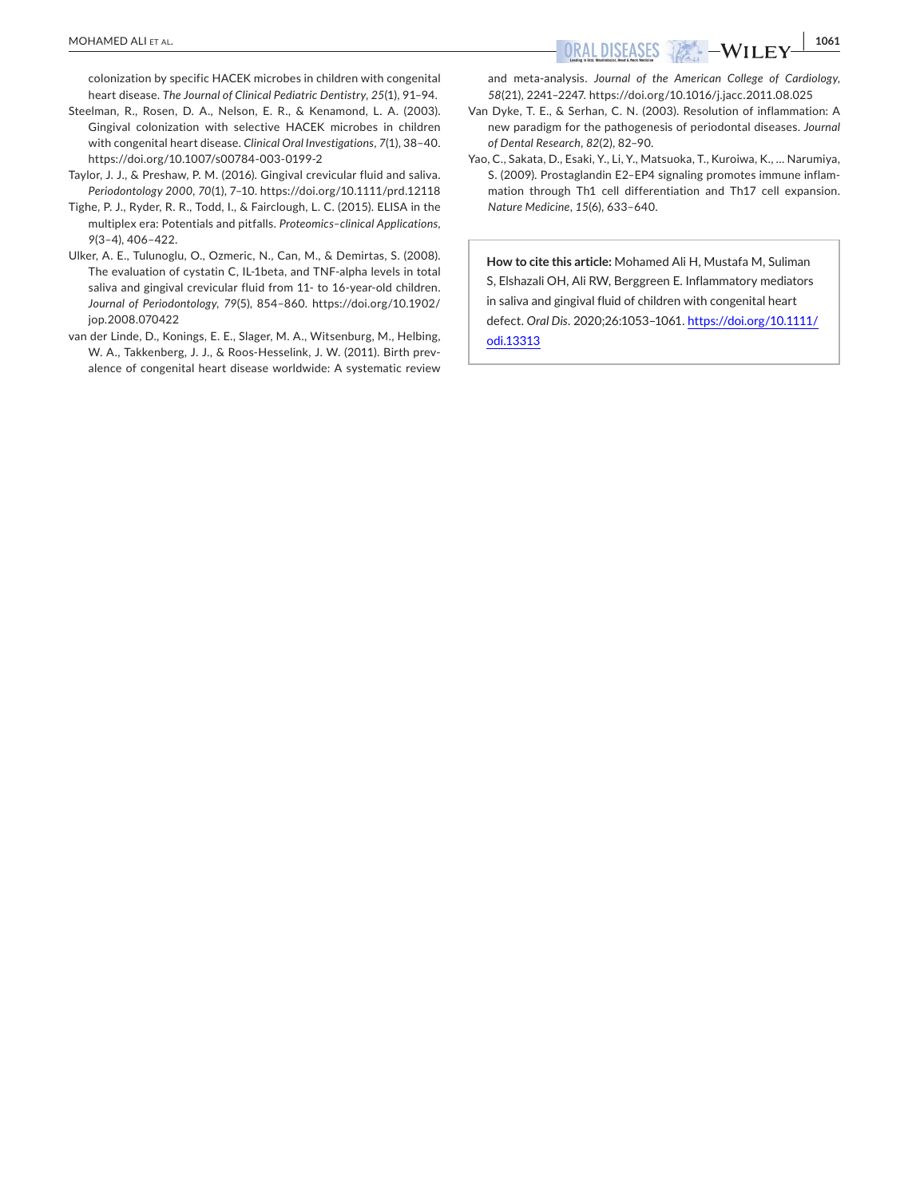colonization by specific HACEK microbes in children with congenital heart disease. *The Journal of Clinical Pediatric Dentistry*, *25*(1), 91–94.

Steelman, R., Rosen, D. A., Nelson, E. R., & Kenamond, L. A. (2003). Gingival colonization with selective HACEK microbes in children with congenital heart disease. *Clinical Oral Investigations*, *7*(1), 38–40. https://doi.org/10.1007/s00784-003-0199-2

Taylor, J. J., & Preshaw, P. M. (2016). Gingival crevicular fluid and saliva. *Periodontology 2000*, *70*(1), 7–10. https://doi.org/10.1111/prd.12118

Tighe, P. J., Ryder, R. R., Todd, I., & Fairclough, L. C. (2015). ELISA in the multiplex era: Potentials and pitfalls. *Proteomics–clinical Applications*, *9*(3–4), 406–422.

Ulker, A. E., Tulunoglu, O., Ozmeric, N., Can, M., & Demirtas, S. (2008). The evaluation of cystatin C, IL-1beta, and TNF-alpha levels in total saliva and gingival crevicular fluid from 11- to 16-year-old children. *Journal of Periodontology*, *79*(5), 854–860. https://doi.org/10.1902/jop.2008.070422

van der Linde, D., Konings, E. E., Slager, M. A., Witsenburg, M., Helbing, W. A., Takkenberg, J. J., & Roos-Hesselink, J. W. (2011). Birth prevalence of congenital heart disease worldwide: A systematic review and meta-analysis. *Journal of the American College of Cardiology*, *58*(21), 2241–2247. https://doi.org/10.1016/j.jacc.2011.08.025

Van Dyke, T. E., & Serhan, C. N. (2003). Resolution of inflammation: A new paradigm for the pathogenesis of periodontal diseases. *Journal of Dental Research*, *82*(2), 82–90.

Yao, C., Sakata, D., Esaki, Y., Li, Y., Matsuoka, T., Kuroiwa, K., … Narumiya, S. (2009). Prostaglandin E2–EP4 signaling promotes immune inflammation through Th1 cell differentiation and Th17 cell expansion. *Nature Medicine*, *15*(6), 633–640.

**How to cite this article:** Mohamed Ali H, Mustafa M, Suliman S, Elshazali OH, Ali RW, Berggreen E. Inflammatory mediators in saliva and gingival fluid of children with congenital heart defect. *Oral Dis*. 2020;26:1053–1061. https://doi.org/10.1111/odi.13313